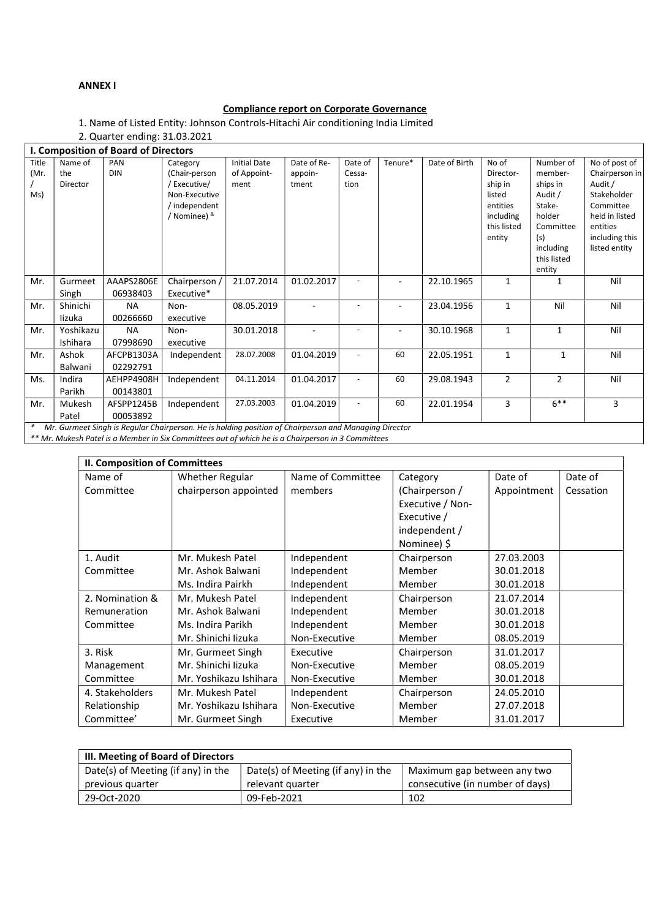**ANNEX I**

**Compliance report on Corporate Governance**

1. Name of Listed Entity: Johnson Controls-Hitachi Air conditioning India Limited
2. Quarter ending: 31.03.2021

| I. Composition of Board of Directors | | | | | | | | | | | |
|---|---|---|---|---|---|---|---|---|---|---|---|
| Title (Mr. / Ms) | Name of the Director | PAN DIN | Category (Chair-person / Executive/ Non-Executive / independent / Nominee) & | Initial Date of Appoint-ment | Date of Re-appoin-tment | Date of Cessa-tion | Tenure* | Date of Birth | No of Director-ship in listed entities including this listed entity | Number of member-ships in Audit / Stake-holder Committee (s) including this listed entity | No of post of Chairperson in Audit / Stakeholder Committee held in listed entities including this listed entity |
| Mr. | Gurmeet Singh | AAAPS2806E 06938403 | Chairperson / Executive* | 21.07.2014 | 01.02.2017 | - | - | 22.10.1965 | 1 | 1 | Nil |
| Mr. | Shinichi Iizuka | NA 00266660 | Non-executive | 08.05.2019 | - | - | - | 23.04.1956 | 1 | Nil | Nil |
| Mr. | Yoshikazu Ishihara | NA 07998690 | Non-executive | 30.01.2018 | - | - | - | 30.10.1968 | 1 | 1 | Nil |
| Mr. | Ashok Balwani | AFCPB1303A 02292791 | Independent | 28.07.2008 | 01.04.2019 | - | 60 | 22.05.1951 | 1 | 1 | Nil |
| Ms. | Indira Parikh | AEHPP4908H 00143801 | Independent | 04.11.2014 | 01.04.2017 | - | 60 | 29.08.1943 | 2 | 2 | Nil |
| Mr. | Mukesh Patel | AFSPP1245B 00053892 | Independent | 27.03.2003 | 01.04.2019 | - | 60 | 22.01.1954 | 3 | 6** | 3 |

*\* Mr. Gurmeet Singh is Regular Chairperson. He is holding position of Chairperson and Managing Director*

*\*\* Mr. Mukesh Patel is a Member in Six Committees out of which he is a Chairperson in 3 Committees*

| II. Composition of Committees | | | | | |
|---|---|---|---|---|---|
| Name of Committee | Whether Regular chairperson appointed | Name of Committee members | Category (Chairperson / Executive / Non-Executive / independent / Nominee) $ | Date of Appointment | Date of Cessation |
| 1. Audit Committee | Mr. Mukesh Patel | Independent | Chairperson | 27.03.2003 | |
| | Mr. Ashok Balwani | Independent | Member | 30.01.2018 | |
| | Ms. Indira Pairkh | Independent | Member | 30.01.2018 | |
| 2. Nomination & Remuneration Committee | Mr. Mukesh Patel | Independent | Chairperson | 21.07.2014 | |
| | Mr. Ashok Balwani | Independent | Member | 30.01.2018 | |
| | Ms. Indira Parikh | Independent | Member | 30.01.2018 | |
| | Mr. Shinichi Iizuka | Non-Executive | Member | 08.05.2019 | |
| 3. Risk Management Committee | Mr. Gurmeet Singh | Executive | Chairperson | 31.01.2017 | |
| | Mr. Shinichi Iizuka | Non-Executive | Member | 08.05.2019 | |
| | Mr. Yoshikazu Ishihara | Non-Executive | Member | 30.01.2018 | |
| 4. Stakeholders Relationship Committee' | Mr. Mukesh Patel | Independent | Chairperson | 24.05.2010 | |
| | Mr. Yoshikazu Ishihara | Non-Executive | Member | 27.07.2018 | |
| | Mr. Gurmeet Singh | Executive | Member | 31.01.2017 | |

| III. Meeting of Board of Directors | | |
|---|---|---|
| Date(s) of Meeting (if any) in the previous quarter | Date(s) of Meeting (if any) in the relevant quarter | Maximum gap between any two consecutive (in number of days) |
| 29-Oct-2020 | 09-Feb-2021 | 102 |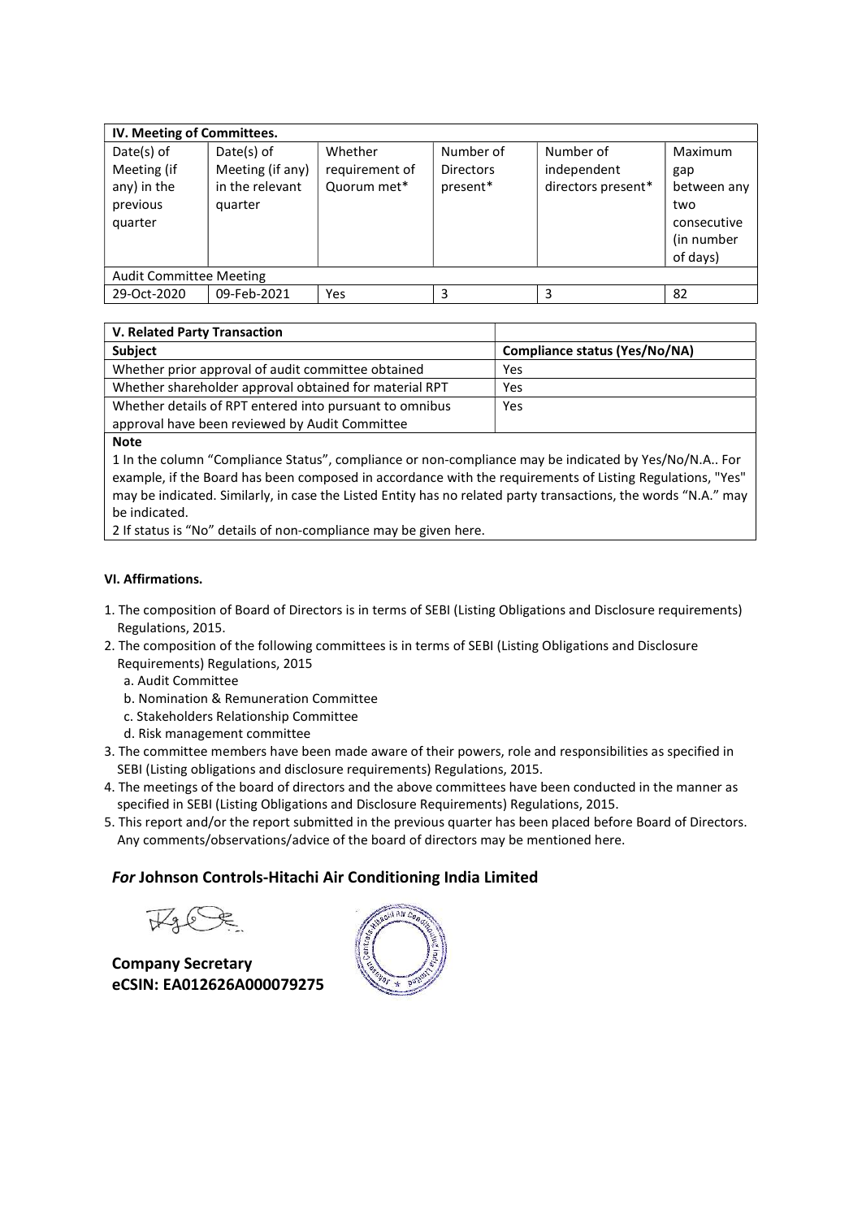| IV. Meeting of Committees. | | | | | |
|---|---|---|---|---|---|
| Date(s) of Meeting (if any) in the previous quarter | Date(s) of Meeting (if any) in the relevant quarter | Whether requirement of Quorum met* | Number of Directors present* | Number of independent directors present* | Maximum gap between any two consecutive (in number of days) |
| Audit Committee Meeting | | | | | |
| 29-Oct-2020 | 09-Feb-2021 | Yes | 3 | 3 | 82 |

| V. Related Party Transaction | |
|---|---|
| **Subject** | **Compliance status (Yes/No/NA)** |
| Whether prior approval of audit committee obtained | Yes |
| Whether shareholder approval obtained for material RPT | Yes |
| Whether details of RPT entered into pursuant to omnibus approval have been reviewed by Audit Committee | Yes |

**Note**

1 In the column "Compliance Status", compliance or non-compliance may be indicated by Yes/No/N.A.. For example, if the Board has been composed in accordance with the requirements of Listing Regulations, "Yes" may be indicated. Similarly, in case the Listed Entity has no related party transactions, the words "N.A." may be indicated.

2 If status is "No" details of non-compliance may be given here.

**VI. Affirmations.**

1. The composition of Board of Directors is in terms of SEBI (Listing Obligations and Disclosure requirements) Regulations, 2015.
2. The composition of the following committees is in terms of SEBI (Listing Obligations and Disclosure Requirements) Regulations, 2015
   a. Audit Committee
   b. Nomination & Remuneration Committee
   c. Stakeholders Relationship Committee
   d. Risk management committee
3. The committee members have been made aware of their powers, role and responsibilities as specified in SEBI (Listing obligations and disclosure requirements) Regulations, 2015.
4. The meetings of the board of directors and the above committees have been conducted in the manner as specified in SEBI (Listing Obligations and Disclosure Requirements) Regulations, 2015.
5. This report and/or the report submitted in the previous quarter has been placed before Board of Directors. Any comments/observations/advice of the board of directors may be mentioned here.

***For* Johnson Controls-Hitachi Air Conditioning India Limited**

**Company Secretary**
**eCSIN: EA012626A000079275**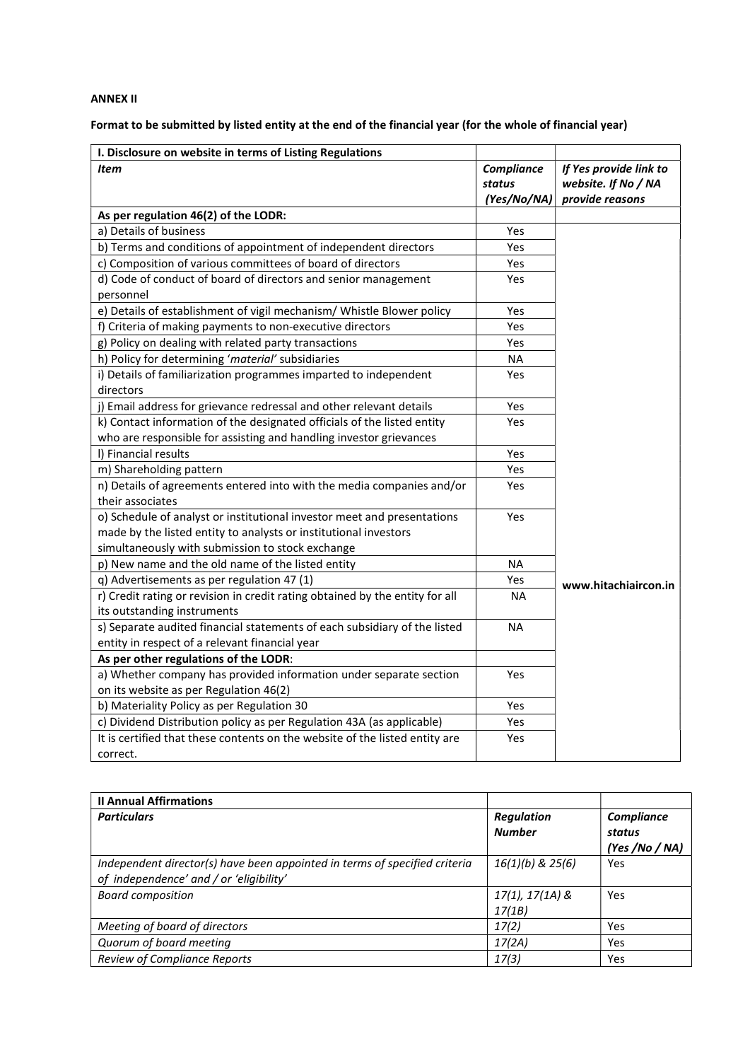**ANNEX II**

**Format to be submitted by listed entity at the end of the financial year (for the whole of financial year)**

| **I. Disclosure on website in terms of Listing Regulations** | | |
|---|---|---|
| ***Item*** | ***Compliance status (Yes/No/NA)*** | ***If Yes provide link to website. If No / NA provide reasons*** |
| **As per regulation 46(2) of the LODR:** | | |
| a) Details of business | Yes | www.hitachiaircon.in |
| b) Terms and conditions of appointment of independent directors | Yes | |
| c) Composition of various committees of board of directors | Yes | |
| d) Code of conduct of board of directors and senior management personnel | Yes | |
| e) Details of establishment of vigil mechanism/ Whistle Blower policy | Yes | |
| f) Criteria of making payments to non-executive directors | Yes | |
| g) Policy on dealing with related party transactions | Yes | |
| h) Policy for determining '*material*' subsidiaries | NA | |
| i) Details of familiarization programmes imparted to independent directors | Yes | |
| j) Email address for grievance redressal and other relevant details | Yes | |
| k) Contact information of the designated officials of the listed entity who are responsible for assisting and handling investor grievances | Yes | |
| l) Financial results | Yes | |
| m) Shareholding pattern | Yes | |
| n) Details of agreements entered into with the media companies and/or their associates | Yes | |
| o) Schedule of analyst or institutional investor meet and presentations made by the listed entity to analysts or institutional investors simultaneously with submission to stock exchange | Yes | |
| p) New name and the old name of the listed entity | NA | |
| q) Advertisements as per regulation 47 (1) | Yes | |
| r) Credit rating or revision in credit rating obtained by the entity for all its outstanding instruments | NA | |
| s) Separate audited financial statements of each subsidiary of the listed entity in respect of a relevant financial year | NA | |
| **As per other regulations of the LODR**: | | |
| a) Whether company has provided information under separate section on its website as per Regulation 46(2) | Yes | |
| b) Materiality Policy as per Regulation 30 | Yes | |
| c) Dividend Distribution policy as per Regulation 43A (as applicable) | Yes | |
| It is certified that these contents on the website of the listed entity are correct. | Yes | |

| **II Annual Affirmations** | | |
|---|---|---|
| ***Particulars*** | ***Regulation Number*** | ***Compliance status (Yes /No / NA)*** |
| *Independent director(s) have been appointed in terms of specified criteria of independence' and / or 'eligibility'* | *16(1)(b) & 25(6)* | Yes |
| *Board composition* | *17(1), 17(1A) & 17(1B)* | Yes |
| *Meeting of board of directors* | *17(2)* | Yes |
| *Quorum of board meeting* | *17(2A)* | Yes |
| *Review of Compliance Reports* | *17(3)* | Yes |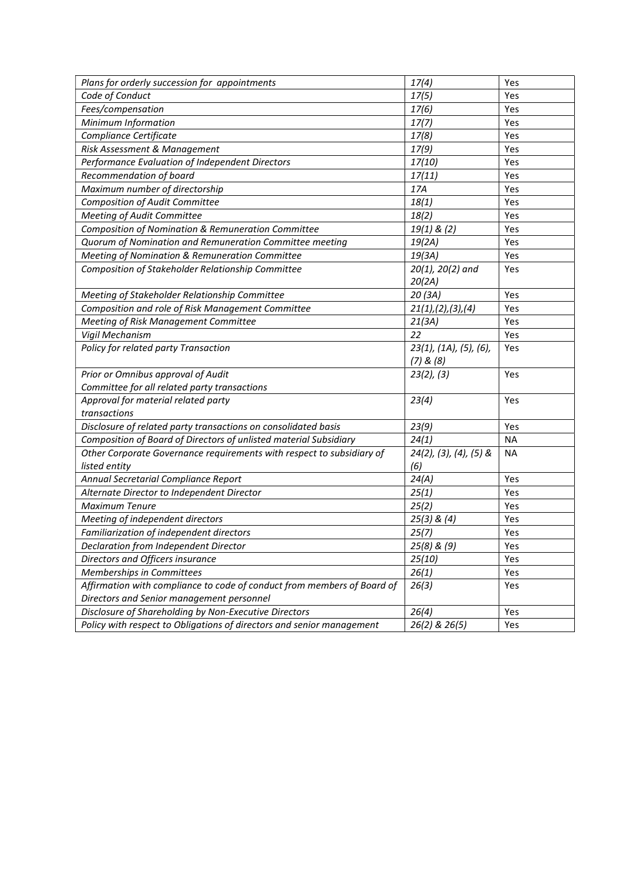| *Plans for orderly succession for appointments* | *17(4)* | Yes |
|---|---|---|
| *Code of Conduct* | *17(5)* | Yes |
| *Fees/compensation* | *17(6)* | Yes |
| *Minimum Information* | *17(7)* | Yes |
| *Compliance Certificate* | *17(8)* | Yes |
| *Risk Assessment & Management* | *17(9)* | Yes |
| *Performance Evaluation of Independent Directors* | *17(10)* | Yes |
| *Recommendation of board* | *17(11)* | Yes |
| *Maximum number of directorship* | *17A* | Yes |
| *Composition of Audit Committee* | *18(1)* | Yes |
| *Meeting of Audit Committee* | *18(2)* | Yes |
| *Composition of Nomination & Remuneration Committee* | *19(1) & (2)* | Yes |
| *Quorum of Nomination and Remuneration Committee meeting* | *19(2A)* | Yes |
| *Meeting of Nomination & Remuneration Committee* | *19(3A)* | Yes |
| *Composition of Stakeholder Relationship Committee* | *20(1), 20(2) and 20(2A)* | Yes |
| *Meeting of Stakeholder Relationship Committee* | *20 (3A)* | Yes |
| *Composition and role of Risk Management Committee* | *21(1),(2),(3),(4)* | Yes |
| *Meeting of Risk Management Committee* | *21(3A)* | Yes |
| *Vigil Mechanism* | *22* | Yes |
| *Policy for related party Transaction* | *23(1), (1A), (5), (6), (7) & (8)* | Yes |
| *Prior or Omnibus approval of Audit Committee for all related party transactions* | *23(2), (3)* | Yes |
| *Approval for material related party transactions* | *23(4)* | Yes |
| *Disclosure of related party transactions on consolidated basis* | *23(9)* | Yes |
| *Composition of Board of Directors of unlisted material Subsidiary* | *24(1)* | NA |
| *Other Corporate Governance requirements with respect to subsidiary of listed entity* | *24(2), (3), (4), (5) & (6)* | NA |
| *Annual Secretarial Compliance Report* | *24(A)* | Yes |
| *Alternate Director to Independent Director* | *25(1)* | Yes |
| *Maximum Tenure* | *25(2)* | Yes |
| *Meeting of independent directors* | *25(3) & (4)* | Yes |
| *Familiarization of independent directors* | *25(7)* | Yes |
| *Declaration from Independent Director* | *25(8) & (9)* | Yes |
| *Directors and Officers insurance* | *25(10)* | Yes |
| *Memberships in Committees* | *26(1)* | Yes |
| *Affirmation with compliance to code of conduct from members of Board of Directors and Senior management personnel* | *26(3)* | Yes |
| *Disclosure of Shareholding by Non-Executive Directors* | *26(4)* | Yes |
| *Policy with respect to Obligations of directors and senior management* | *26(2) & 26(5)* | Yes |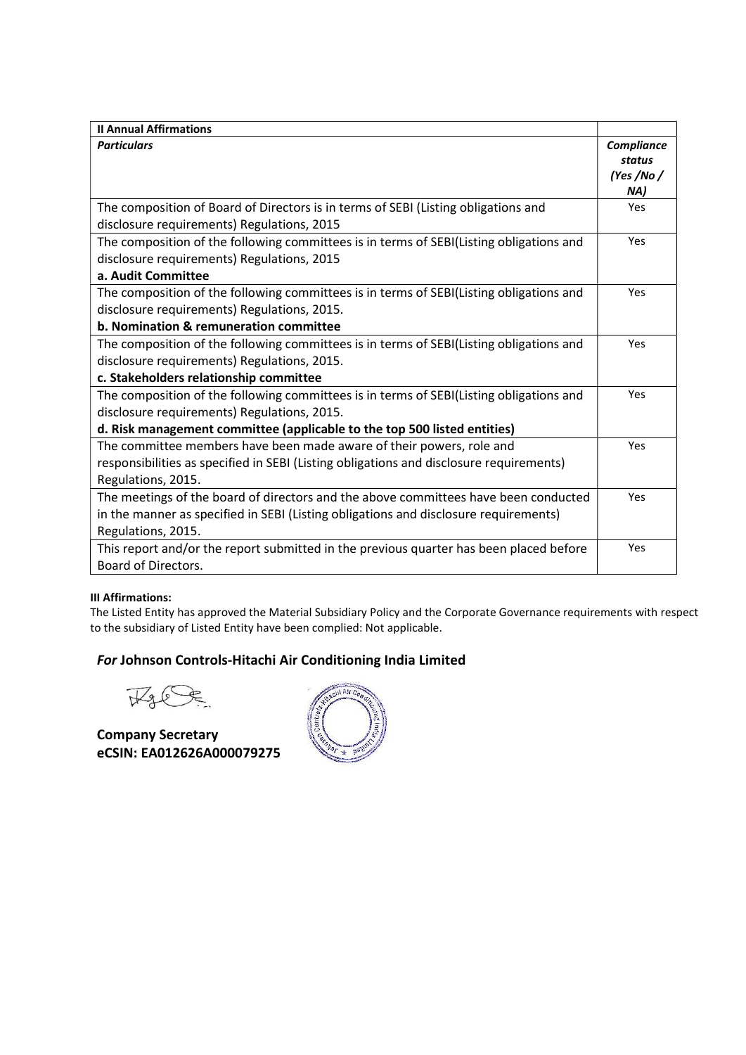| **II Annual Affirmations** | |
|---|---|
| ***Particulars*** | ***Compliance status (Yes /No / NA)*** |
| The composition of Board of Directors is in terms of SEBI (Listing obligations and disclosure requirements) Regulations, 2015 | Yes |
| The composition of the following committees is in terms of SEBI(Listing obligations and disclosure requirements) Regulations, 2015 **a. Audit Committee** | Yes |
| The composition of the following committees is in terms of SEBI(Listing obligations and disclosure requirements) Regulations, 2015. **b. Nomination & remuneration committee** | Yes |
| The composition of the following committees is in terms of SEBI(Listing obligations and disclosure requirements) Regulations, 2015. **c. Stakeholders relationship committee** | Yes |
| The composition of the following committees is in terms of SEBI(Listing obligations and disclosure requirements) Regulations, 2015. **d. Risk management committee (applicable to the top 500 listed entities)** | Yes |
| The committee members have been made aware of their powers, role and responsibilities as specified in SEBI (Listing obligations and disclosure requirements) Regulations, 2015. | Yes |
| The meetings of the board of directors and the above committees have been conducted in the manner as specified in SEBI (Listing obligations and disclosure requirements) Regulations, 2015. | Yes |
| This report and/or the report submitted in the previous quarter has been placed before Board of Directors. | Yes |

**III Affirmations:**

The Listed Entity has approved the Material Subsidiary Policy and the Corporate Governance requirements with respect to the subsidiary of Listed Entity have been complied: Not applicable.

***For* Johnson Controls-Hitachi Air Conditioning India Limited**

**Company Secretary**
**eCSIN: EA012626A000079275**